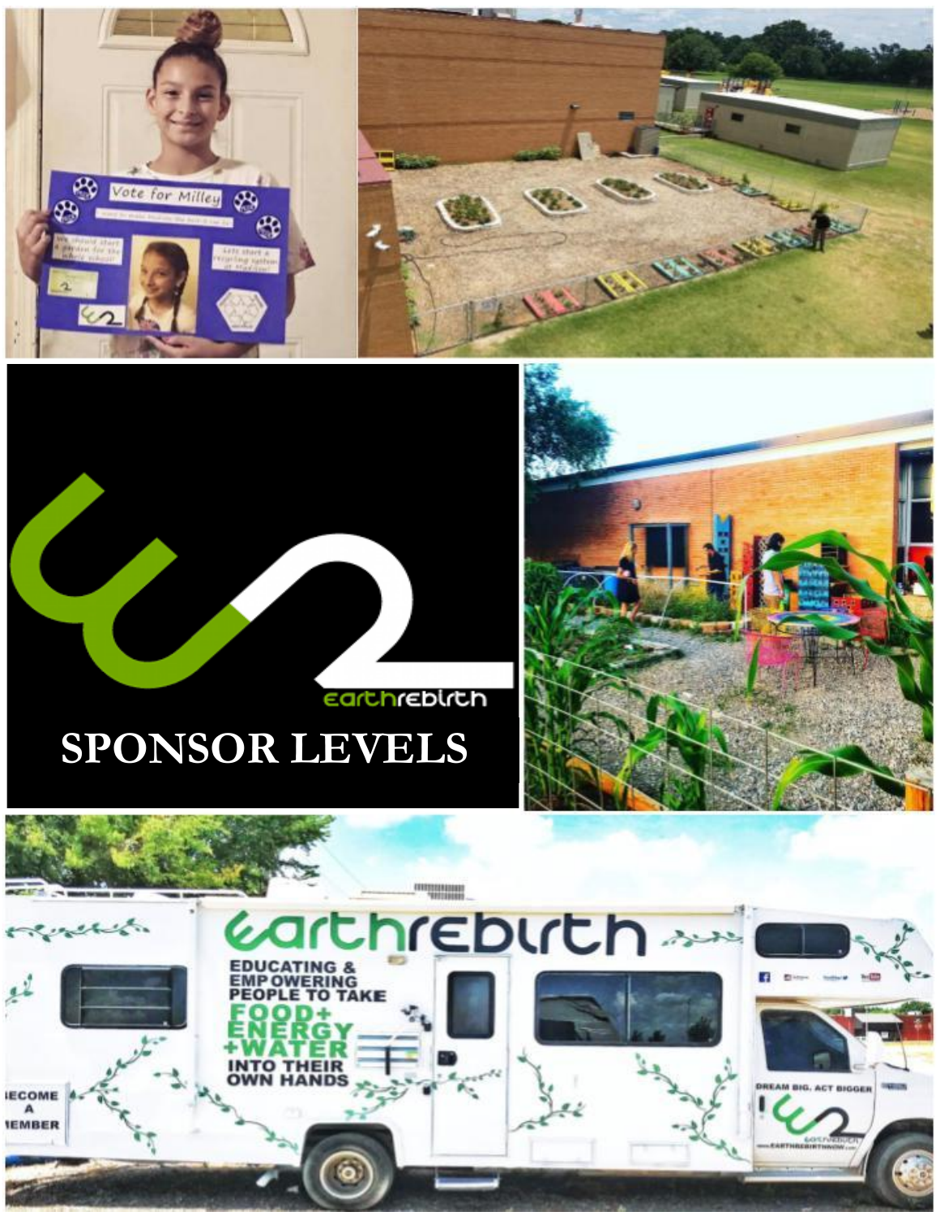# SPONSOR LEVELS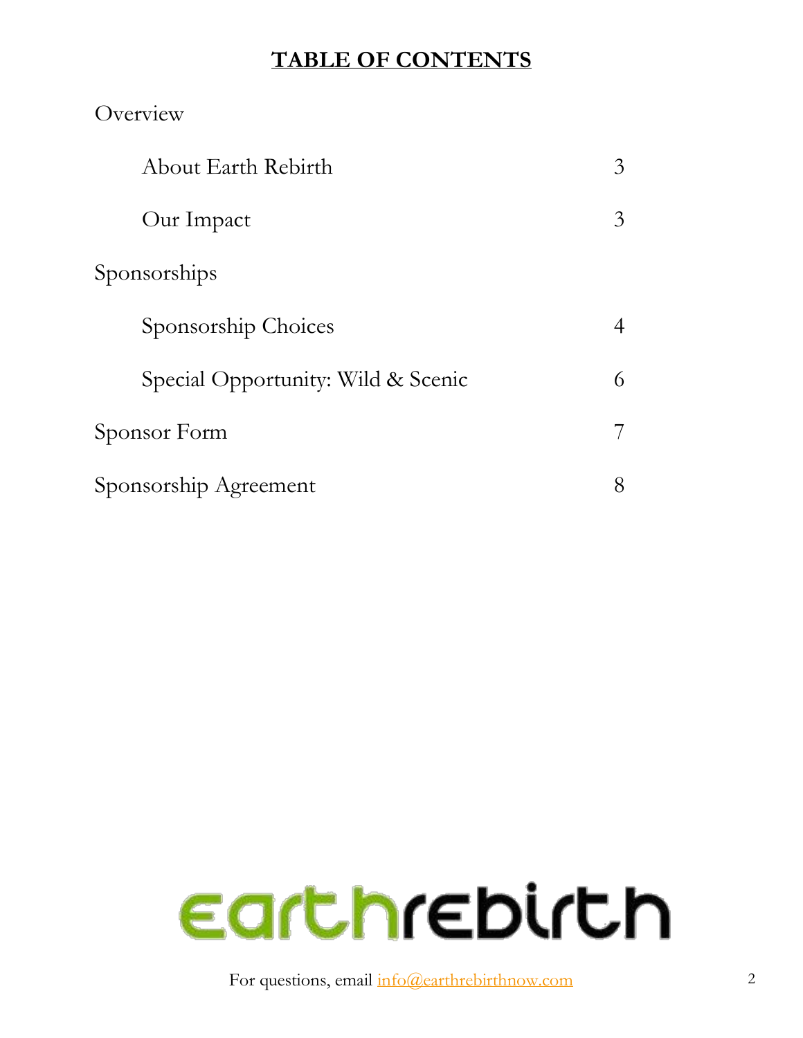# TABLE OF CONTENTS

| | |
|---|---|
| Overview | |
| About Earth Rebirth | 3 |
| Our Impact | 3 |
| Sponsorships | |
| Sponsorship Choices | 4 |
| Special Opportunity: Wild & Scenic | 6 |
| Sponsor Form | 7 |
| Sponsorship Agreement | 8 |

earthrebirth

For questions, email info@earthrebirthnow.com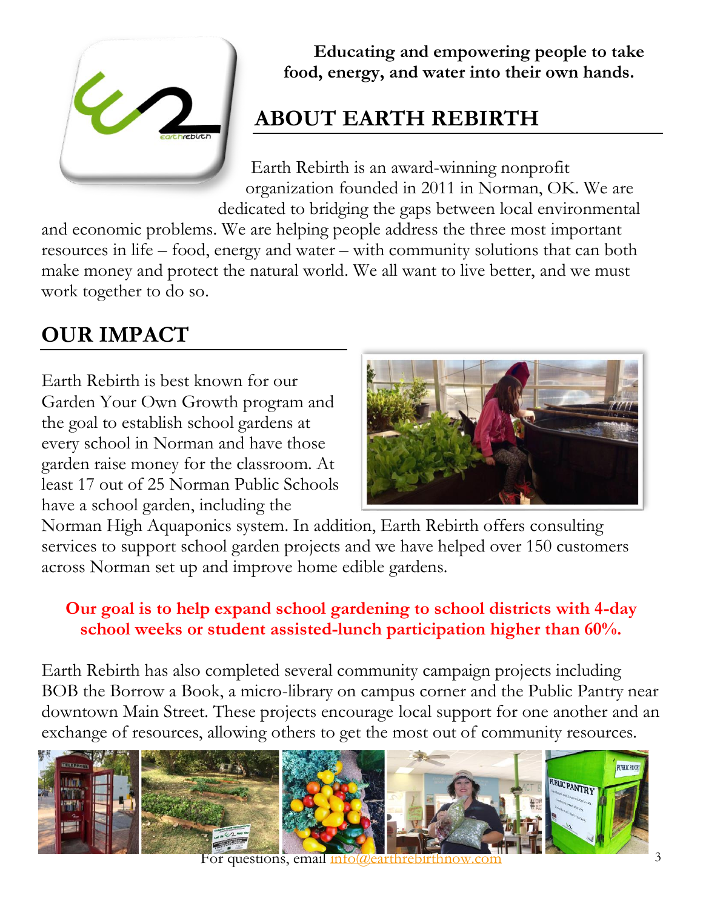**Educating and empowering people to take food, energy, and water into their own hands.**

## ABOUT EARTH REBIRTH

Earth Rebirth is an award-winning nonprofit organization founded in 2011 in Norman, OK. We are dedicated to bridging the gaps between local environmental and economic problems. We are helping people address the three most important resources in life – food, energy and water – with community solutions that can both make money and protect the natural world. We all want to live better, and we must work together to do so.

## OUR IMPACT

Earth Rebirth is best known for our Garden Your Own Growth program and the goal to establish school gardens at every school in Norman and have those garden raise money for the classroom. At least 17 out of 25 Norman Public Schools have a school garden, including the Norman High Aquaponics system. In addition, Earth Rebirth offers consulting services to support school garden projects and we have helped over 150 customers across Norman set up and improve home edible gardens.

**Our goal is to help expand school gardening to school districts with 4-day school weeks or student assisted-lunch participation higher than 60%.**

Earth Rebirth has also completed several community campaign projects including BOB the Borrow a Book, a micro-library on campus corner and the Public Pantry near downtown Main Street. These projects encourage local support for one another and an exchange of resources, allowing others to get the most out of community resources.

For questions, email info@earthrebirthnow.com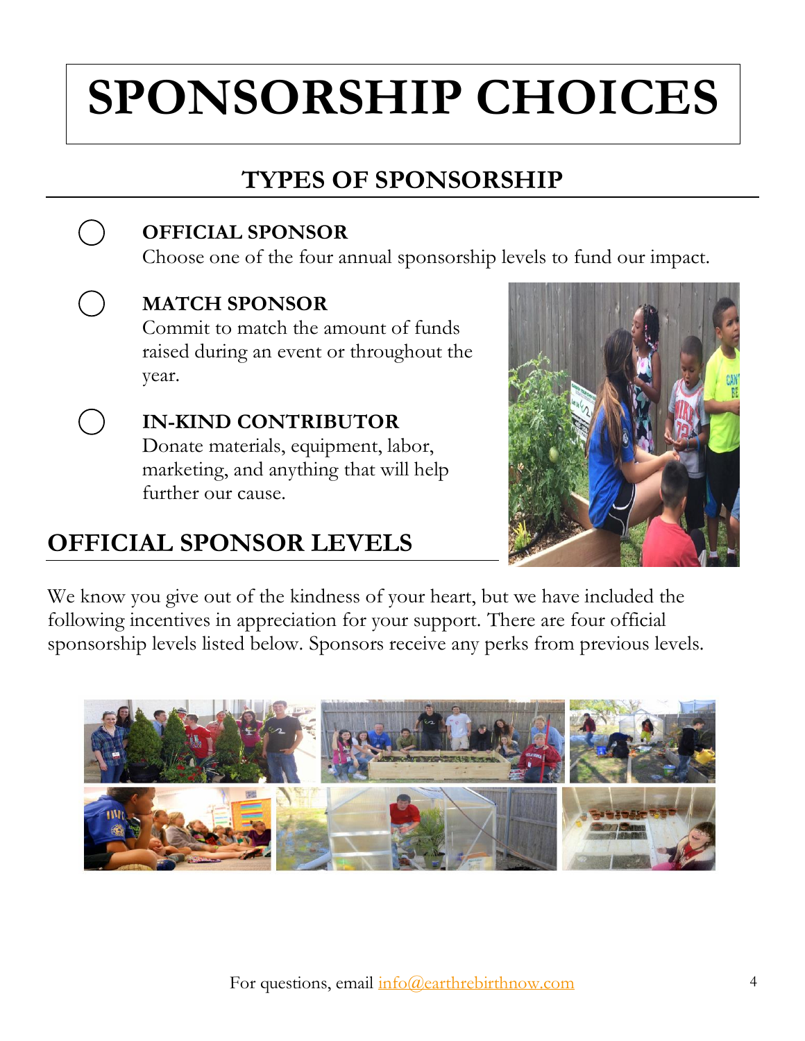# SPONSORSHIP CHOICES

## TYPES OF SPONSORSHIP

- ◯ **OFFICIAL SPONSOR**
  Choose one of the four annual sponsorship levels to fund our impact.

- ◯ **MATCH SPONSOR**
  Commit to match the amount of funds raised during an event or throughout the year.

- ◯ **IN-KIND CONTRIBUTOR**
  Donate materials, equipment, labor, marketing, and anything that will help further our cause.

## OFFICIAL SPONSOR LEVELS

We know you give out of the kindness of your heart, but we have included the following incentives in appreciation for your support. There are four official sponsorship levels listed below. Sponsors receive any perks from previous levels.

For questions, email info@earthrebirthnow.com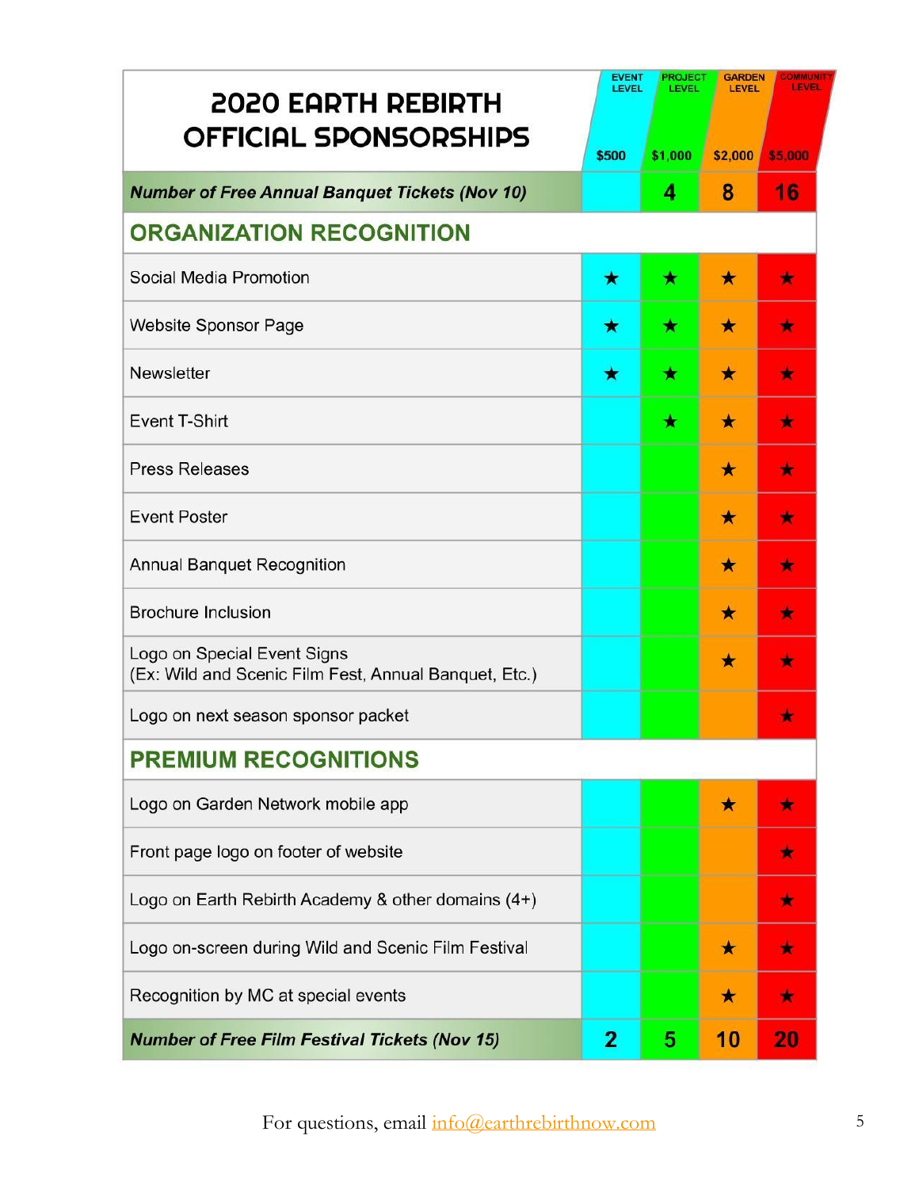# 2020 EARTH REBIRTH OFFICIAL SPONSORSHIPS

| | EVENT LEVEL $500 | PROJECT LEVEL $1,000 | GARDEN LEVEL $2,000 | COMMUNITY LEVEL $5,000 |
|---|---|---|---|---|
| ***Number of Free Annual Banquet Tickets (Nov 10)*** | | 4 | 8 | 16 |
| **ORGANIZATION RECOGNITION** | | | | |
| Social Media Promotion | ★ | ★ | ★ | ★ |
| Website Sponsor Page | ★ | ★ | ★ | ★ |
| Newsletter | ★ | ★ | ★ | ★ |
| Event T-Shirt | | ★ | ★ | ★ |
| Press Releases | | | ★ | ★ |
| Event Poster | | | ★ | ★ |
| Annual Banquet Recognition | | | ★ | ★ |
| Brochure Inclusion | | | ★ | ★ |
| Logo on Special Event Signs (Ex: Wild and Scenic Film Fest, Annual Banquet, Etc.) | | | ★ | ★ |
| Logo on next season sponsor packet | | | | ★ |
| **PREMIUM RECOGNITIONS** | | | | |
| Logo on Garden Network mobile app | | | ★ | ★ |
| Front page logo on footer of website | | | | ★ |
| Logo on Earth Rebirth Academy & other domains (4+) | | | | ★ |
| Logo on-screen during Wild and Scenic Film Festival | | | ★ | ★ |
| Recognition by MC at special events | | | ★ | ★ |
| ***Number of Free Film Festival Tickets (Nov 15)*** | 2 | 5 | 10 | 20 |

For questions, email info@earthrebirthnow.com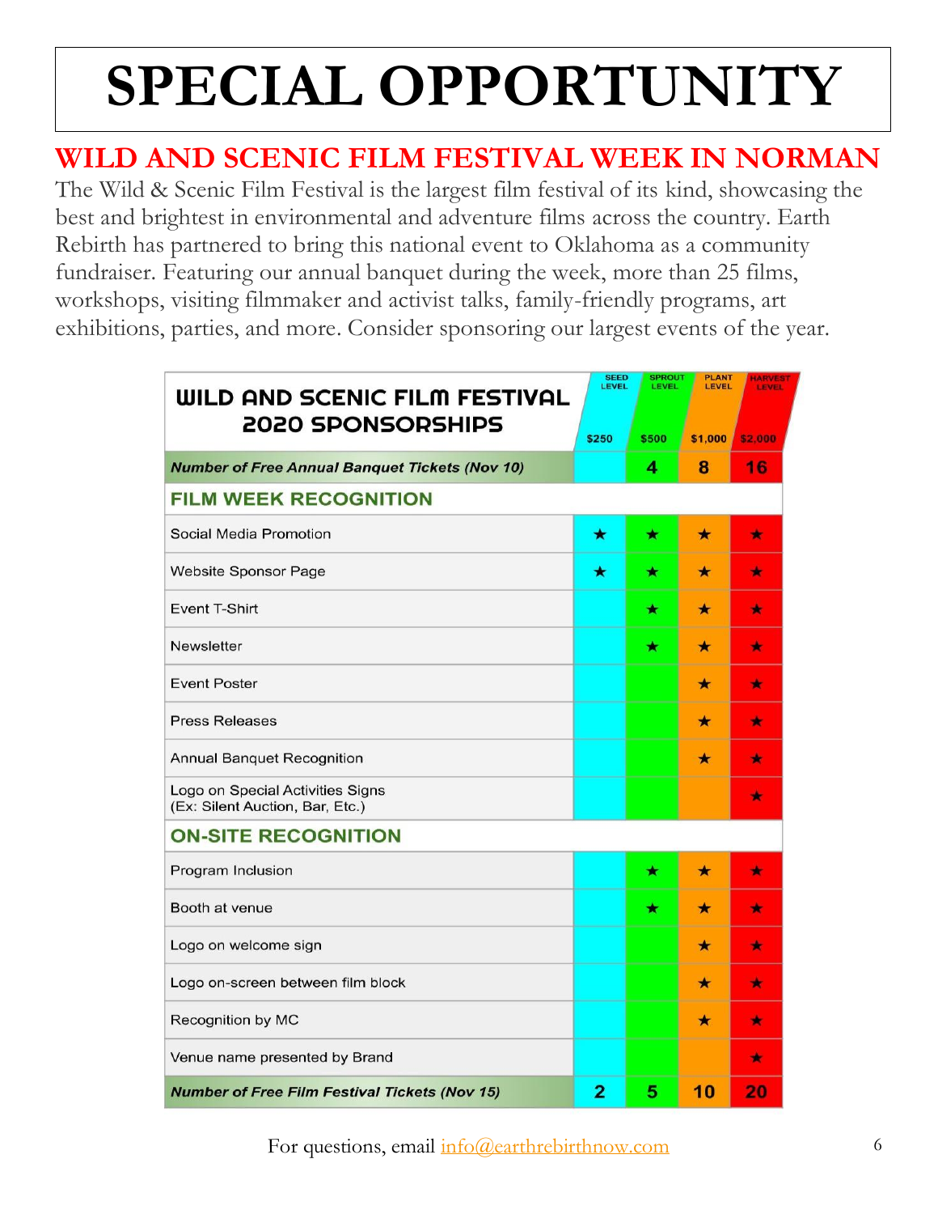# SPECIAL OPPORTUNITY

## WILD AND SCENIC FILM FESTIVAL WEEK IN NORMAN

The Wild & Scenic Film Festival is the largest film festival of its kind, showcasing the best and brightest in environmental and adventure films across the country. Earth Rebirth has partnered to bring this national event to Oklahoma as a community fundraiser. Featuring our annual banquet during the week, more than 25 films, workshops, visiting filmmaker and activist talks, family-friendly programs, art exhibitions, parties, and more. Consider sponsoring our largest events of the year.

| WILD AND SCENIC FILM FESTIVAL 2020 SPONSORSHIPS | SEED LEVEL $250 | SPROUT LEVEL $500 | PLANT LEVEL $1,000 | HARVEST LEVEL $2,000 |
|---|---|---|---|---|
| ***Number of Free Annual Banquet Tickets (Nov 10)*** | | 4 | 8 | 16 |
| **FILM WEEK RECOGNITION** | | | | |
| Social Media Promotion | ★ | ★ | ★ | ★ |
| Website Sponsor Page | ★ | ★ | ★ | ★ |
| Event T-Shirt | | ★ | ★ | ★ |
| Newsletter | | ★ | ★ | ★ |
| Event Poster | | | ★ | ★ |
| Press Releases | | | ★ | ★ |
| Annual Banquet Recognition | | | ★ | ★ |
| Logo on Special Activities Signs (Ex: Silent Auction, Bar, Etc.) | | | | ★ |
| **ON-SITE RECOGNITION** | | | | |
| Program Inclusion | | ★ | ★ | ★ |
| Booth at venue | | ★ | ★ | ★ |
| Logo on welcome sign | | | ★ | ★ |
| Logo on-screen between film block | | | ★ | ★ |
| Recognition by MC | | | ★ | ★ |
| Venue name presented by Brand | | | | ★ |
| ***Number of Free Film Festival Tickets (Nov 15)*** | 2 | 5 | 10 | 20 |

For questions, email info@earthrebirthnow.com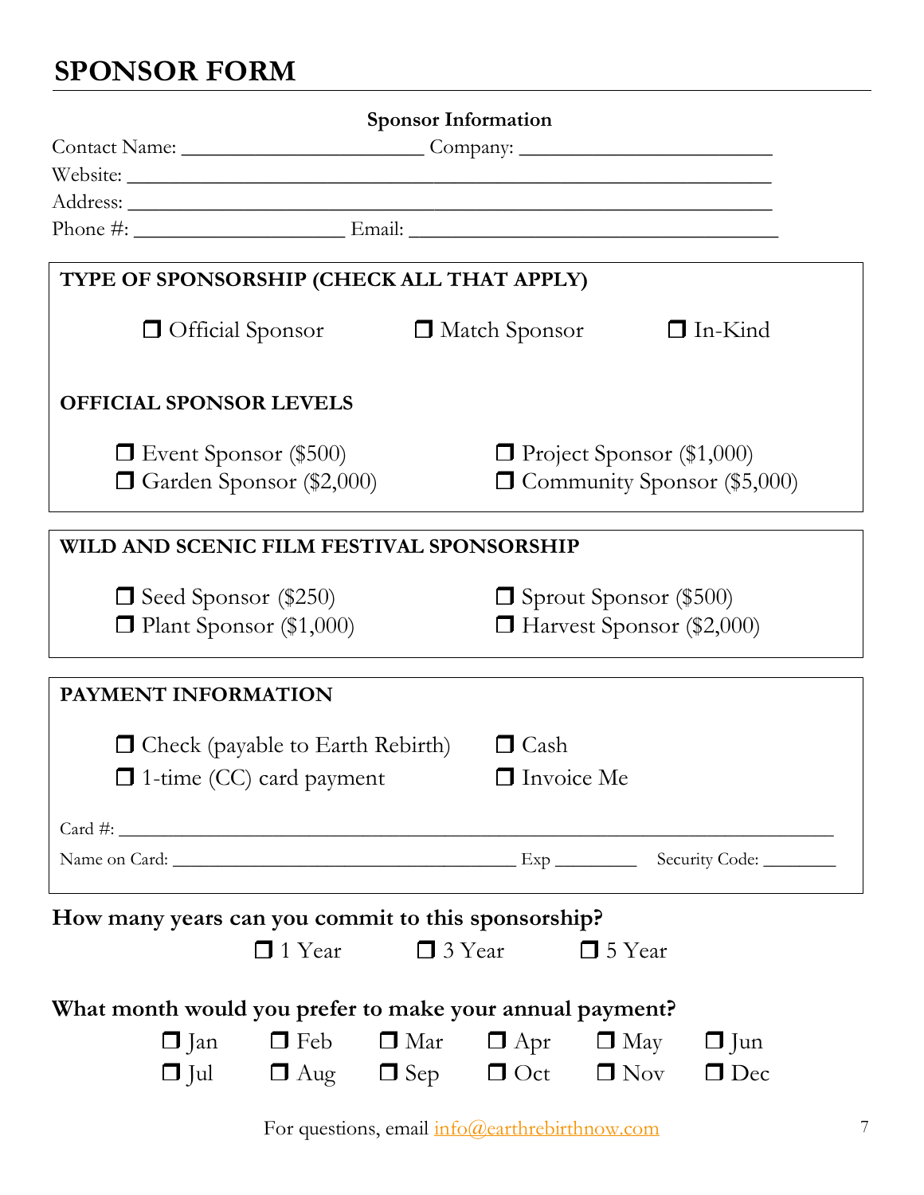# SPONSOR FORM

**Sponsor Information**

Contact Name: ______________________ Company: ______________________

Website: ____________________________________________________________

Address: ____________________________________________________________

Phone #: ____________________ Email: ______________________________

## TYPE OF SPONSORSHIP (CHECK ALL THAT APPLY)

- ☐ Official Sponsor
- ☐ Match Sponsor
- ☐ In-Kind

## OFFICIAL SPONSOR LEVELS

- ☐ Event Sponsor ($500)
- ☐ Project Sponsor ($1,000)
- ☐ Garden Sponsor ($2,000)
- ☐ Community Sponsor ($5,000)

## WILD AND SCENIC FILM FESTIVAL SPONSORSHIP

- ☐ Seed Sponsor ($250)
- ☐ Sprout Sponsor ($500)
- ☐ Plant Sponsor ($1,000)
- ☐ Harvest Sponsor ($2,000)

## PAYMENT INFORMATION

- ☐ Check (payable to Earth Rebirth)
- ☐ Cash
- ☐ 1-time (CC) card payment
- ☐ Invoice Me

Card #: ____________________________________________________________

Name on Card: ______________________________ Exp ________ Security Code: ________

**How many years can you commit to this sponsorship?**

☐ 1 Year ☐ 3 Year ☐ 5 Year

**What month would you prefer to make your annual payment?**

☐ Jan ☐ Feb ☐ Mar ☐ Apr ☐ May ☐ Jun

☐ Jul ☐ Aug ☐ Sep ☐ Oct ☐ Nov ☐ Dec

For questions, email info@earthrebirthnow.com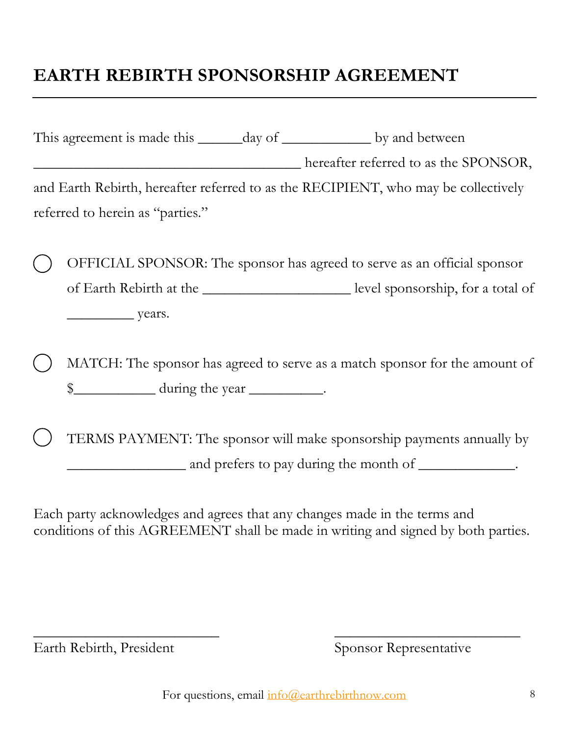# EARTH REBIRTH SPONSORSHIP AGREEMENT

This agreement is made this ______day of ____________ by and between _____________________________________ hereafter referred to as the SPONSOR, and Earth Rebirth, hereafter referred to as the RECIPIENT, who may be collectively referred to herein as "parties."

◯ OFFICIAL SPONSOR: The sponsor has agreed to serve as an official sponsor of Earth Rebirth at the ____________________ level sponsorship, for a total of _________ years.

◯ MATCH: The sponsor has agreed to serve as a match sponsor for the amount of $___________ during the year __________.

◯ TERMS PAYMENT: The sponsor will make sponsorship payments annually by ________________ and prefers to pay during the month of _____________.

Each party acknowledges and agrees that any changes made in the terms and conditions of this AGREEMENT shall be made in writing and signed by both parties.

_________________________ Earth Rebirth, President

_________________________ Sponsor Representative

For questions, email info@earthrebirthnow.com